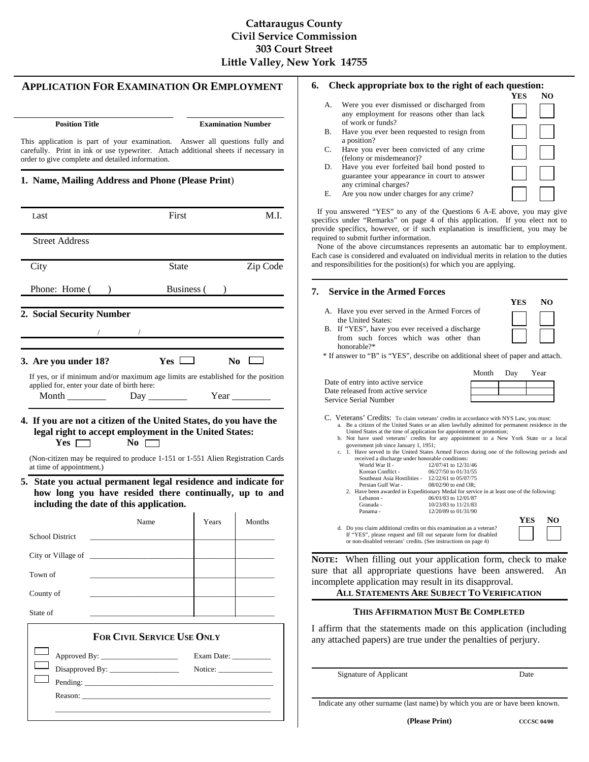**Cattaraugus County**
**Civil Service Commission**
**303 Court Street**
**Little Valley, New York 14755**

# APPLICATION FOR EXAMINATION OR EMPLOYMENT

| Position Title | Examination Number |
|---|---|
| | |

This application is part of your examination. Answer all questions fully and carefully. Print in ink or use typewriter. Attach additional sheets if necessary in order to give complete and detailed information.

## 1. Name, Mailing Address and Phone (Please Print)

| Last | First | M.I. |
|---|---|---|
| Street Address | | |
| City | State | Zip Code |
| Phone: Home ( ) | Business ( ) | |

## 2. Social Security Number

\_\_\_\_ / \_\_\_\_ / \_\_\_\_

## 3. Are you under 18? Yes ☐ No ☐

If yes, or if minimum and/or maximum age limits are established for the position applied for, enter your date of birth here:

Month \_\_\_\_\_\_\_\_ Day \_\_\_\_\_\_\_\_ Year \_\_\_\_\_\_\_\_

## 4. If you are not a citizen of the United States, do you have the legal right to accept employment in the United States:

Yes ☐ No ☐

(Non-citizen may be required to produce 1-151 or 1-551 Alien Registration Cards at time of appointment.)

## 5. State you actual permanent legal residence and indicate for how long you have resided there continually, up to and including the date of this application.

| | Name | Years | Months |
|---|---|---|---|
| School District | | | |
| City or Village of | | | |
| Town of | | | |
| County of | | | |
| State of | | | |

### FOR CIVIL SERVICE USE ONLY

☐ Approved By: \_\_\_\_\_\_\_\_\_\_\_\_\_\_\_\_\_\_\_\_ Exam Date: \_\_\_\_\_\_\_\_\_\_

☐ Disapproved By: \_\_\_\_\_\_\_\_\_\_\_\_\_\_\_\_\_ Notice: \_\_\_\_\_\_\_\_\_\_\_\_\_\_

☐ Pending: \_\_\_\_\_\_\_\_\_\_\_\_\_\_\_\_\_\_\_\_\_\_\_\_\_\_\_\_\_\_\_\_\_\_\_\_\_\_\_\_\_\_\_\_\_\_\_\_\_\_

Reason: \_\_\_\_\_\_\_\_\_\_\_\_\_\_\_\_\_\_\_\_\_\_\_\_\_\_\_\_\_\_\_\_\_\_\_\_\_\_\_\_\_\_\_\_\_\_\_\_\_\_\_\_\_

\_\_\_\_\_\_\_\_\_\_\_\_\_\_\_\_\_\_\_\_\_\_\_\_\_\_\_\_\_\_\_\_\_\_\_\_\_\_\_\_\_\_\_\_\_\_\_\_\_\_\_\_\_\_\_\_\_\_\_\_\_\_

## 6. Check appropriate box to the right of each question:

| | Question | YES | NO |
|---|---|---|---|
| A. | Were you ever dismissed or discharged from any employment for reasons other than lack of work or funds? | ☐ | ☐ |
| B. | Have you ever been requested to resign from a position? | ☐ | ☐ |
| C. | Have you ever been convicted of any crime (felony or misdemeanor)? | ☐ | ☐ |
| D. | Have you ever forfeited bail bond posted to guarantee your appearance in court to answer any criminal charges? | ☐ | ☐ |
| E. | Are you now under charges for any crime? | ☐ | ☐ |

If you answered "YES" to any of the Questions 6 A-E above, you may give specifics under "Remarks" on page 4 of this application. If you elect not to provide specifics, however, or if such explanation is insufficient, you may be required to submit further information.

None of the above circumstances represents an automatic bar to employment. Each case is considered and evaluated on individual merits in relation to the duties and responsibilities for the position(s) for which you are applying.

## 7. Service in the Armed Forces

| | Question | YES | NO |
|---|---|---|---|
| A. | Have you ever served in the Armed Forces of the United States: | ☐ | ☐ |
| B. | If "YES", have you ever received a discharge from such forces which was other than honorable?* | ☐ | ☐ |

\* If answer to "B" is "YES", describe on additional sheet of paper and attach.

| | Month | Day | Year |
|---|---|---|---|
| Date of entry into active service | | | |
| Date released from active service | | | |
| Service Serial Number | | | |

C. Veterans' Credits: To claim veterans' credits in accordance with NYS Law, you must:

a. Be a citizen of the United States or an alien lawfully admitted for permanent residence in the United States at the time of application for appointment or promotion;

b. Not have used veterans' credits for any appointment to a New York State or a local government job since January 1, 1951;

c. 1. Have served in the United States Armed Forces during one of the following periods and received a discharge under honorable conditions:

| | |
|---|---|
| World War II - | 12/07/41 to 12/31/46 |
| Korean Conflict - | 06/27/50 to 01/31/55 |
| Southeast Asia Hostilities - | 12/22/61 to 05/07/75 |
| Persian Gulf War - | 08/02/90 to end OR; |

2. Have been awarded in Expeditionary Medal for service in at least one of the following:

| | |
|---|---|
| Lebanon - | 06/01/83 to 12/01/87 |
| Granada - | 10/23/83 to 11/21/83 |
| Panama - | 12/20/89 to 01/31/90 |

| | YES | NO |
|---|---|---|
| d. Do you claim additional credits on this examination as a veteran? If "YES", please request and fill out separate form for disabled or non-disabled veterans' credits. (See instructions on page 4) | ☐ | ☐ |

**NOTE:** When filling out your application form, check to make sure that all appropriate questions have been answered. An incomplete application may result in its disapproval.

**ALL STATEMENTS ARE SUBJECT TO VERIFICATION**

**THIS AFFIRMATION MUST BE COMPLETED**

I affirm that the statements made on this application (including any attached papers) are true under the penalties of perjury.

\_\_\_\_\_\_\_\_\_\_\_\_\_\_\_\_\_\_\_\_\_\_\_\_\_\_\_\_\_\_\_\_\_\_\_\_\_\_\_\_\_\_\_\_\_\_\_\_\_\_

Signature of Applicant | Date

\_\_\_\_\_\_\_\_\_\_\_\_\_\_\_\_\_\_\_\_\_\_\_\_\_\_\_\_\_\_\_\_\_\_\_\_\_\_\_\_\_\_\_\_\_\_\_\_\_\_

Indicate any other surname (last name) by which you are or have been known.

**(Please Print)**

CCCSC 04/00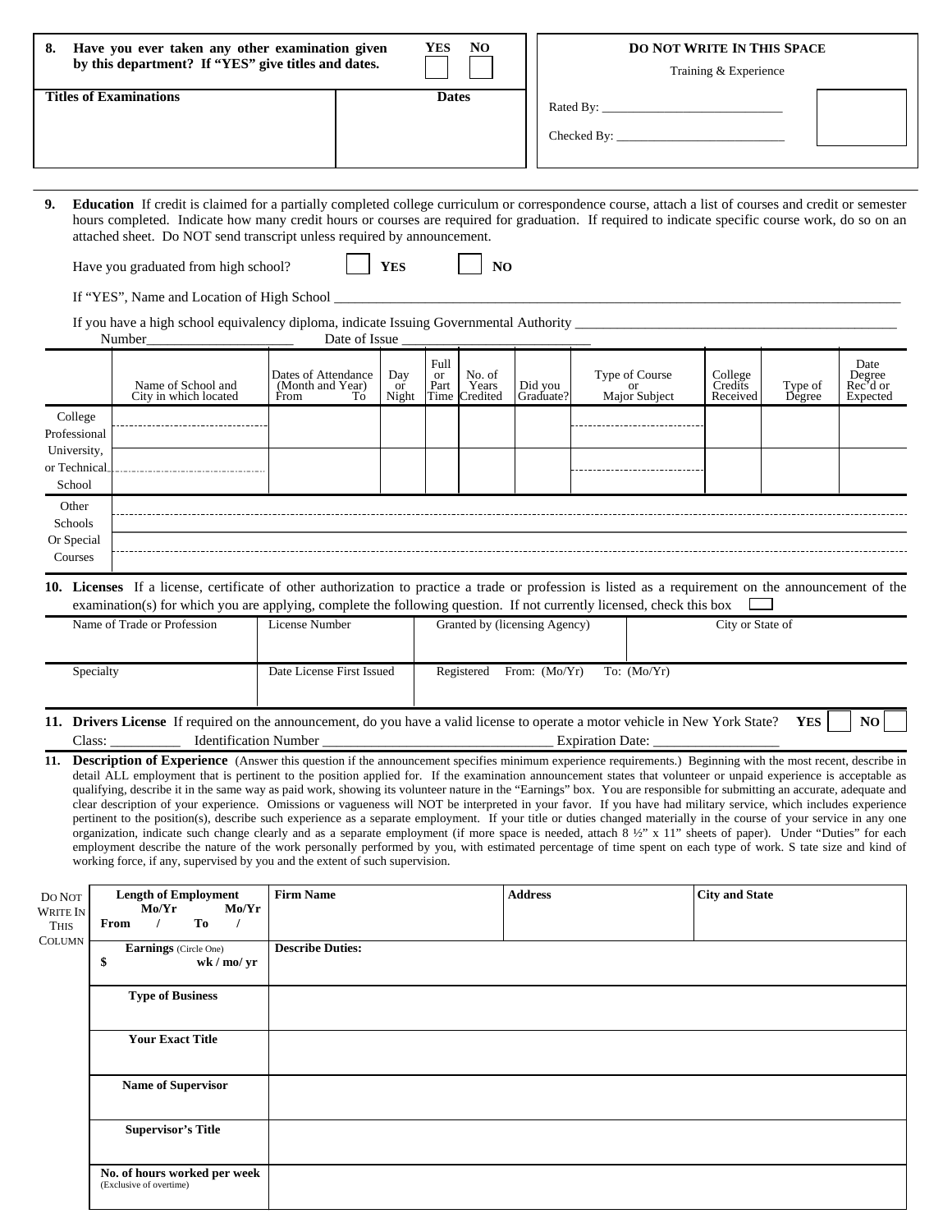**8. Have you ever taken any other examination given by this department? If "YES" give titles and dates.** **YES** ☐ **NO** ☐

| Titles of Examinations | Dates |
|---|---|
| | |

**DO NOT WRITE IN THIS SPACE**

Training & Experience

Rated By: ____________________________

Checked By: ___________________________

---

**9. Education** If credit is claimed for a partially completed college curriculum or correspondence course, attach a list of courses and credit or semester hours completed. Indicate how many credit hours or courses are required for graduation. If required to indicate specific course work, do so on an attached sheet. Do NOT send transcript unless required by announcement.

Have you graduated from high school? ☐ **YES** ☐ **NO**

If "YES", Name and Location of High School ____________________________________________________________

If you have a high school equivalency diploma, indicate Issuing Governmental Authority ____________________________________________

Number_____________________ Date of Issue ___________________________

| | Name of School and City in which located | Dates of Attendance (Month and Year) From To | Day or Night | Full or Part Time | No. of Years Credited | Did you Graduate? | Type of Course or Major Subject | College Credits Received | Type of Degree | Date Degree Rec'd or Expected |
|---|---|---|---|---|---|---|---|---|---|---|
| College Professional University, or Technical School | | | | | | | | | | |
| | | | | | | | | | | |
| Other Schools Or Special Courses | | | | | | | | | | |
| | | | | | | | | | | |

**10. Licenses** If a license, certificate of other authorization to practice a trade or profession is listed as a requirement on the announcement of the examination(s) for which you are applying, complete the following question. If not currently licensed, check this box ☐

| Name of Trade or Profession | License Number | Granted by (licensing Agency) | City or State of |
|---|---|---|---|
| | | | |
| Specialty | Date License First Issued | Registered From: (Mo/Yr) To: (Mo/Yr) | |
| | | | |

**11. Drivers License** If required on the announcement, do you have a valid license to operate a motor vehicle in New York State? **YES** ☐ **NO** ☐

Class: __________ Identification Number _________________________________ Expiration Date: _________________

**11. Description of Experience** (Answer this question if the announcement specifies minimum experience requirements.) Beginning with the most recent, describe in detail ALL employment that is pertinent to the position applied for. If the examination announcement states that volunteer or unpaid experience is acceptable as qualifying, describe it in the same way as paid work, showing its volunteer nature in the "Earnings" box. You are responsible for submitting an accurate, adequate and clear description of your experience. Omissions or vagueness will NOT be interpreted in your favor. If you have had military service, which includes experience pertinent to the position(s), describe such experience as a separate employment. If your title or duties changed materially in the course of your service in any one organization, indicate such change clearly and as a separate employment (if more space is needed, attach 8 ½" x 11" sheets of paper). Under "Duties" for each employment describe the nature of the work personally performed by you, with estimated percentage of time spent on each type of work. S tate size and kind of working force, if any, supervised by you and the extent of such supervision.

DO NOT WRITE IN THIS COLUMN

| **Length of Employment** Mo/Yr Mo/Yr **From / To /** | **Firm Name** | **Address** | **City and State** |
|---|---|---|---|
| **Earnings** (Circle One) **$ wk / mo/ yr** | **Describe Duties:** | | |
| **Type of Business** | | | |
| **Your Exact Title** | | | |
| **Name of Supervisor** | | | |
| **Supervisor's Title** | | | |
| **No. of hours worked per week** (Exclusive of overtime) | | | |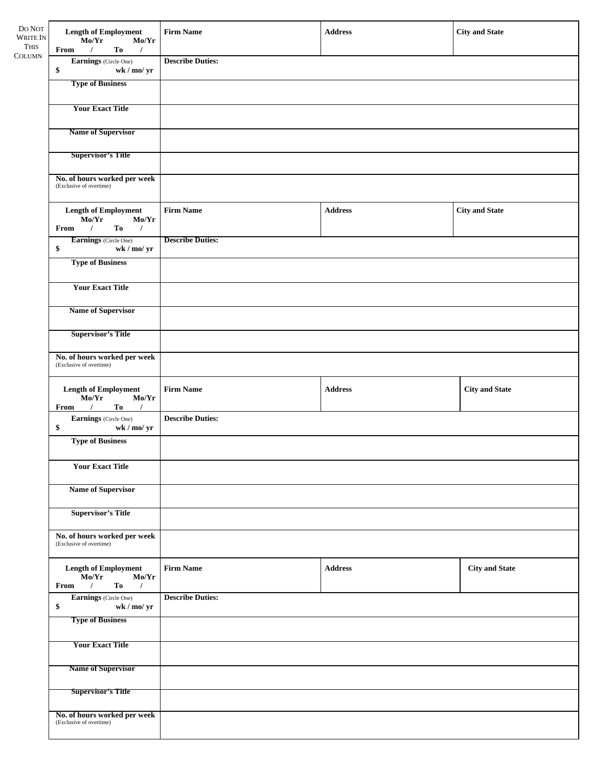DO NOT WRITE IN THIS COLUMN

| **Length of Employment** Mo/Yr Mo/Yr From / To / | **Firm Name** | **Address** | **City and State** |
|---|---|---|---|
| **Earnings** (Circle One) $ wk / mo/ yr | **Describe Duties:** | | |
| **Type of Business** | | | |
| **Your Exact Title** | | | |
| **Name of Supervisor** | | | |
| **Supervisor's Title** | | | |
| **No. of hours worked per week** (Exclusive of overtime) | | | |

| **Length of Employment** Mo/Yr Mo/Yr From / To / | **Firm Name** | **Address** | **City and State** |
|---|---|---|---|
| **Earnings** (Circle One) $ wk / mo/ yr | **Describe Duties:** | | |
| **Type of Business** | | | |
| **Your Exact Title** | | | |
| **Name of Supervisor** | | | |
| **Supervisor's Title** | | | |
| **No. of hours worked per week** (Exclusive of overtime) | | | |

| **Length of Employment** Mo/Yr Mo/Yr From / To / | **Firm Name** | **Address** | **City and State** |
|---|---|---|---|
| **Earnings** (Circle One) $ wk / mo/ yr | **Describe Duties:** | | |
| **Type of Business** | | | |
| **Your Exact Title** | | | |
| **Name of Supervisor** | | | |
| **Supervisor's Title** | | | |
| **No. of hours worked per week** (Exclusive of overtime) | | | |

| **Length of Employment** Mo/Yr Mo/Yr From / To / | **Firm Name** | **Address** | **City and State** |
|---|---|---|---|
| **Earnings** (Circle One) $ wk / mo/ yr | **Describe Duties:** | | |
| **Type of Business** | | | |
| **Your Exact Title** | | | |
| **Name of Supervisor** | | | |
| **Supervisor's Title** | | | |
| **No. of hours worked per week** (Exclusive of overtime) | | | |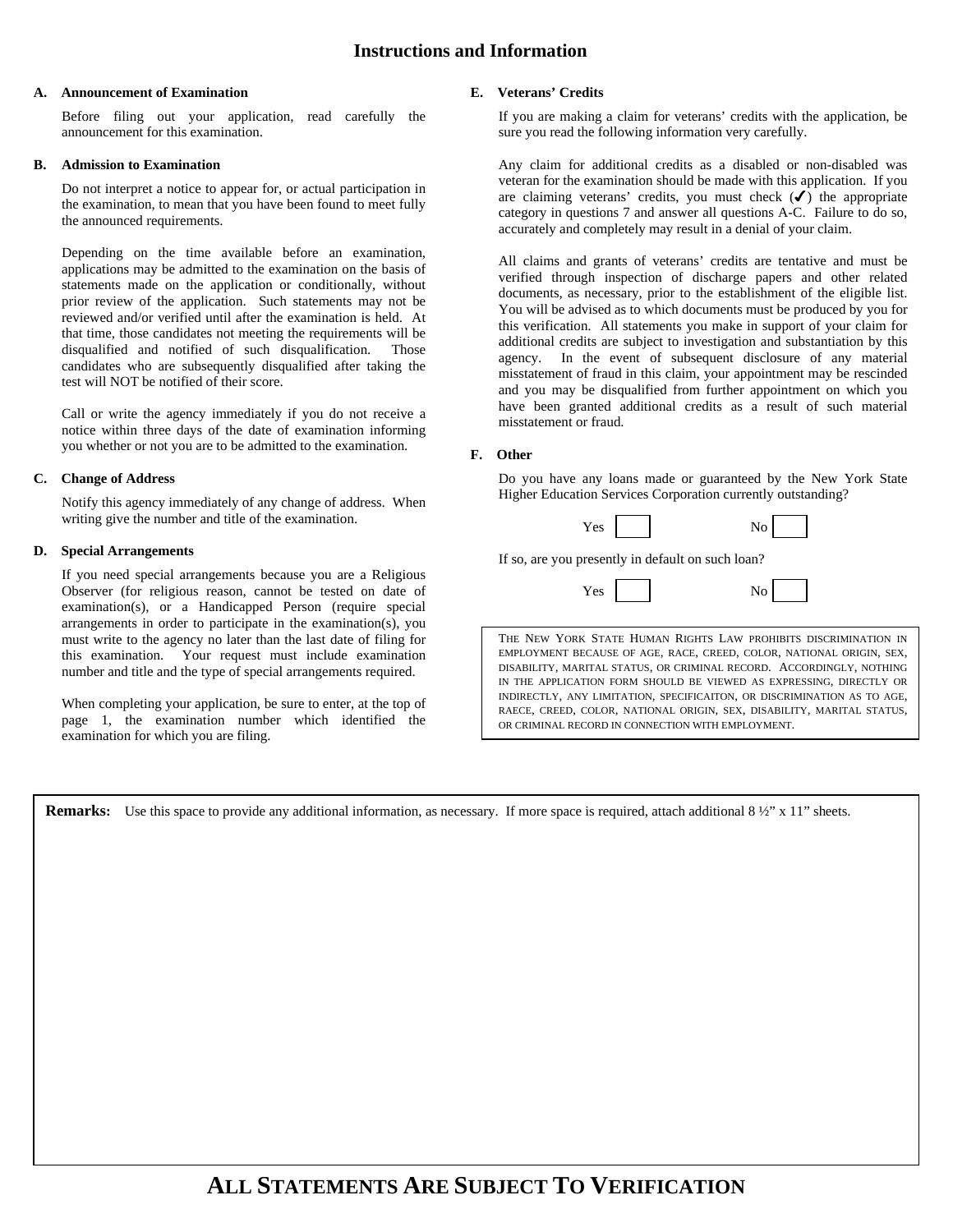# Instructions and Information

**A. Announcement of Examination**

Before filing out your application, read carefully the announcement for this examination.

**B. Admission to Examination**

Do not interpret a notice to appear for, or actual participation in the examination, to mean that you have been found to meet fully the announced requirements.

Depending on the time available before an examination, applications may be admitted to the examination on the basis of statements made on the application or conditionally, without prior review of the application. Such statements may not be reviewed and/or verified until after the examination is held. At that time, those candidates not meeting the requirements will be disqualified and notified of such disqualification. Those candidates who are subsequently disqualified after taking the test will NOT be notified of their score.

Call or write the agency immediately if you do not receive a notice within three days of the date of examination informing you whether or not you are to be admitted to the examination.

**C. Change of Address**

Notify this agency immediately of any change of address. When writing give the number and title of the examination.

**D. Special Arrangements**

If you need special arrangements because you are a Religious Observer (for religious reason, cannot be tested on date of examination(s), or a Handicapped Person (require special arrangements in order to participate in the examination(s), you must write to the agency no later than the last date of filing for this examination. Your request must include examination number and title and the type of special arrangements required.

When completing your application, be sure to enter, at the top of page 1, the examination number which identified the examination for which you are filing.

**E. Veterans' Credits**

If you are making a claim for veterans' credits with the application, be sure you read the following information very carefully.

Any claim for additional credits as a disabled or non-disabled was veteran for the examination should be made with this application. If you are claiming veterans' credits, you must check (✓) the appropriate category in questions 7 and answer all questions A-C. Failure to do so, accurately and completely may result in a denial of your claim.

All claims and grants of veterans' credits are tentative and must be verified through inspection of discharge papers and other related documents, as necessary, prior to the establishment of the eligible list. You will be advised as to which documents must be produced by you for this verification. All statements you make in support of your claim for additional credits are subject to investigation and substantiation by this agency. In the event of subsequent disclosure of any material misstatement of fraud in this claim, your appointment may be rescinded and you may be disqualified from further appointment on which you have been granted additional credits as a result of such material misstatement or fraud.

**F. Other**

Do you have any loans made or guaranteed by the New York State Higher Education Services Corporation currently outstanding?

Yes ☐ No ☐

If so, are you presently in default on such loan?

Yes ☐ No ☐

THE NEW YORK STATE HUMAN RIGHTS LAW PROHIBITS DISCRIMINATION IN EMPLOYMENT BECAUSE OF AGE, RACE, CREED, COLOR, NATIONAL ORIGIN, SEX, DISABILITY, MARITAL STATUS, OR CRIMINAL RECORD. ACCORDINGLY, NOTHING IN THE APPLICATION FORM SHOULD BE VIEWED AS EXPRESSING, DIRECTLY OR INDIRECTLY, ANY LIMITATION, SPECIFICAITON, OR DISCRIMINATION AS TO AGE, RAECE, CREED, COLOR, NATIONAL ORIGIN, SEX, DISABILITY, MARITAL STATUS, OR CRIMINAL RECORD IN CONNECTION WITH EMPLOYMENT.

**Remarks:** Use this space to provide any additional information, as necessary. If more space is required, attach additional 8 ½" x 11" sheets.

## ALL STATEMENTS ARE SUBJECT TO VERIFICATION